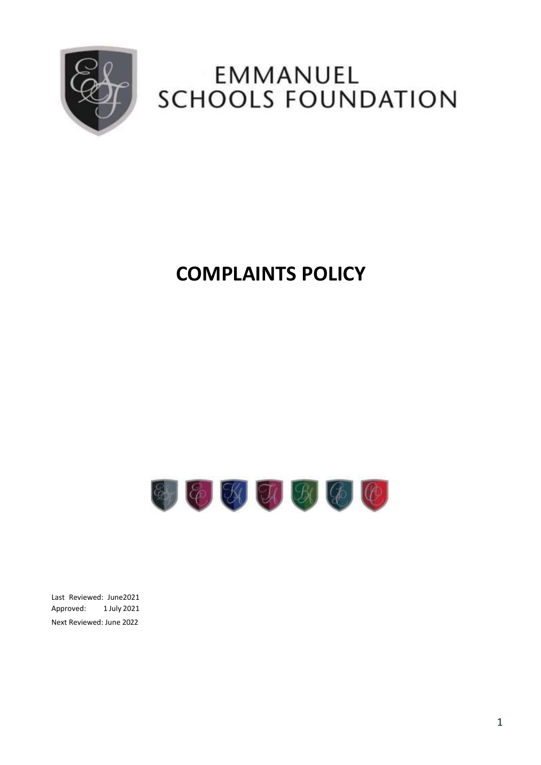# EMMANUEL SCHOOLS FOUNDATION

# COMPLAINTS POLICY

Last Reviewed: June2021
Approved: 1 July 2021
Next Reviewed: June 2022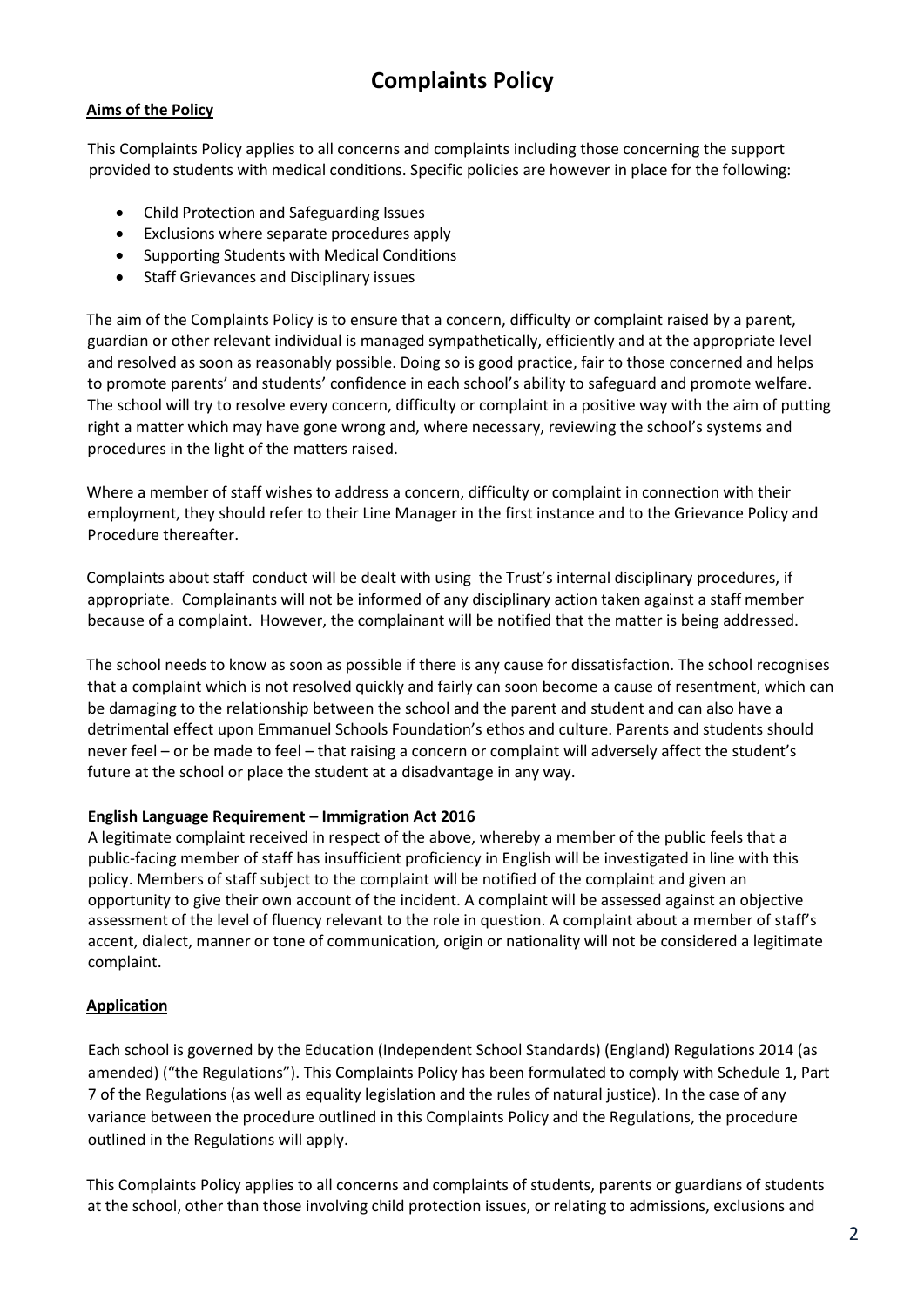# Complaints Policy

**Aims of the Policy**

This Complaints Policy applies to all concerns and complaints including those concerning the support provided to students with medical conditions. Specific policies are however in place for the following:

- Child Protection and Safeguarding Issues
- Exclusions where separate procedures apply
- Supporting Students with Medical Conditions
- Staff Grievances and Disciplinary issues

The aim of the Complaints Policy is to ensure that a concern, difficulty or complaint raised by a parent, guardian or other relevant individual is managed sympathetically, efficiently and at the appropriate level and resolved as soon as reasonably possible. Doing so is good practice, fair to those concerned and helps to promote parents' and students' confidence in each school's ability to safeguard and promote welfare. The school will try to resolve every concern, difficulty or complaint in a positive way with the aim of putting right a matter which may have gone wrong and, where necessary, reviewing the school's systems and procedures in the light of the matters raised.

Where a member of staff wishes to address a concern, difficulty or complaint in connection with their employment, they should refer to their Line Manager in the first instance and to the Grievance Policy and Procedure thereafter.

Complaints about staff conduct will be dealt with using the Trust's internal disciplinary procedures, if appropriate. Complainants will not be informed of any disciplinary action taken against a staff member because of a complaint. However, the complainant will be notified that the matter is being addressed.

The school needs to know as soon as possible if there is any cause for dissatisfaction. The school recognises that a complaint which is not resolved quickly and fairly can soon become a cause of resentment, which can be damaging to the relationship between the school and the parent and student and can also have a detrimental effect upon Emmanuel Schools Foundation's ethos and culture. Parents and students should never feel – or be made to feel – that raising a concern or complaint will adversely affect the student's future at the school or place the student at a disadvantage in any way.

**English Language Requirement – Immigration Act 2016**

A legitimate complaint received in respect of the above, whereby a member of the public feels that a public-facing member of staff has insufficient proficiency in English will be investigated in line with this policy. Members of staff subject to the complaint will be notified of the complaint and given an opportunity to give their own account of the incident. A complaint will be assessed against an objective assessment of the level of fluency relevant to the role in question. A complaint about a member of staff's accent, dialect, manner or tone of communication, origin or nationality will not be considered a legitimate complaint.

**Application**

Each school is governed by the Education (Independent School Standards) (England) Regulations 2014 (as amended) ("the Regulations"). This Complaints Policy has been formulated to comply with Schedule 1, Part 7 of the Regulations (as well as equality legislation and the rules of natural justice). In the case of any variance between the procedure outlined in this Complaints Policy and the Regulations, the procedure outlined in the Regulations will apply.

This Complaints Policy applies to all concerns and complaints of students, parents or guardians of students at the school, other than those involving child protection issues, or relating to admissions, exclusions and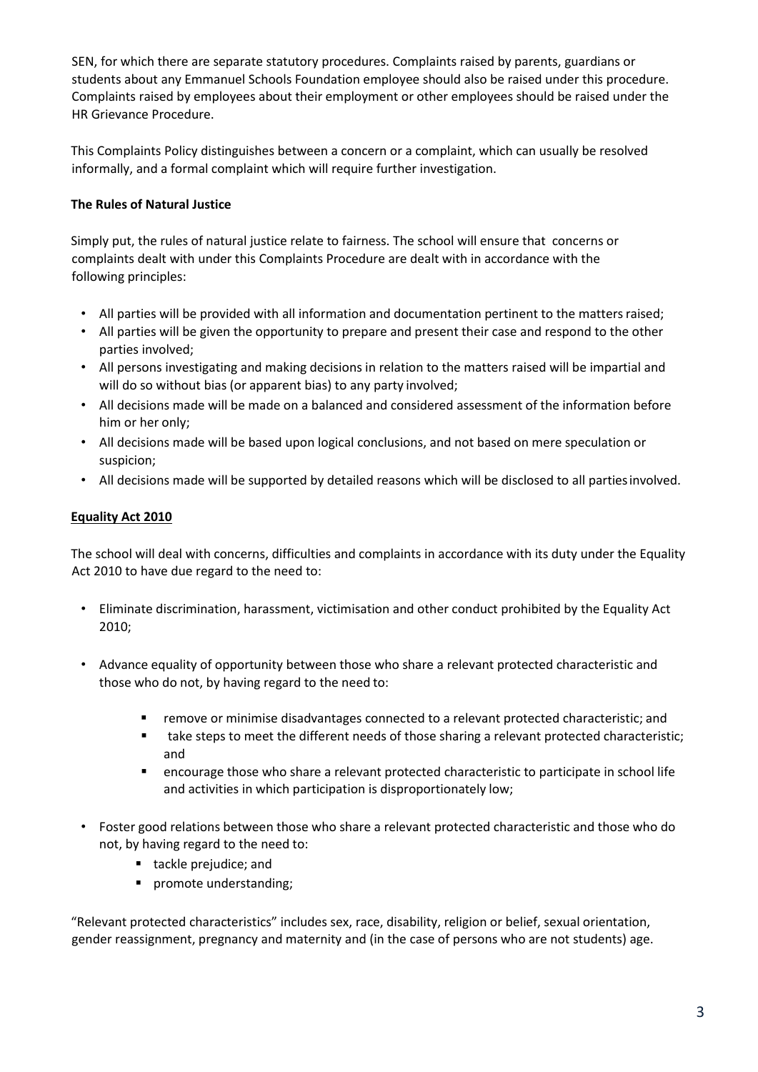SEN, for which there are separate statutory procedures. Complaints raised by parents, guardians or students about any Emmanuel Schools Foundation employee should also be raised under this procedure. Complaints raised by employees about their employment or other employees should be raised under the HR Grievance Procedure.

This Complaints Policy distinguishes between a concern or a complaint, which can usually be resolved informally, and a formal complaint which will require further investigation.

**The Rules of Natural Justice**

Simply put, the rules of natural justice relate to fairness. The school will ensure that concerns or complaints dealt with under this Complaints Procedure are dealt with in accordance with the following principles:

- All parties will be provided with all information and documentation pertinent to the matters raised;
- All parties will be given the opportunity to prepare and present their case and respond to the other parties involved;
- All persons investigating and making decisions in relation to the matters raised will be impartial and will do so without bias (or apparent bias) to any party involved;
- All decisions made will be made on a balanced and considered assessment of the information before him or her only;
- All decisions made will be based upon logical conclusions, and not based on mere speculation or suspicion;
- All decisions made will be supported by detailed reasons which will be disclosed to all parties involved.

**Equality Act 2010**

The school will deal with concerns, difficulties and complaints in accordance with its duty under the Equality Act 2010 to have due regard to the need to:

- Eliminate discrimination, harassment, victimisation and other conduct prohibited by the Equality Act 2010;
- Advance equality of opportunity between those who share a relevant protected characteristic and those who do not, by having regard to the need to:
    - remove or minimise disadvantages connected to a relevant protected characteristic; and
    - take steps to meet the different needs of those sharing a relevant protected characteristic; and
    - encourage those who share a relevant protected characteristic to participate in school life and activities in which participation is disproportionately low;
- Foster good relations between those who share a relevant protected characteristic and those who do not, by having regard to the need to:
    - tackle prejudice; and
    - promote understanding;

"Relevant protected characteristics" includes sex, race, disability, religion or belief, sexual orientation, gender reassignment, pregnancy and maternity and (in the case of persons who are not students) age.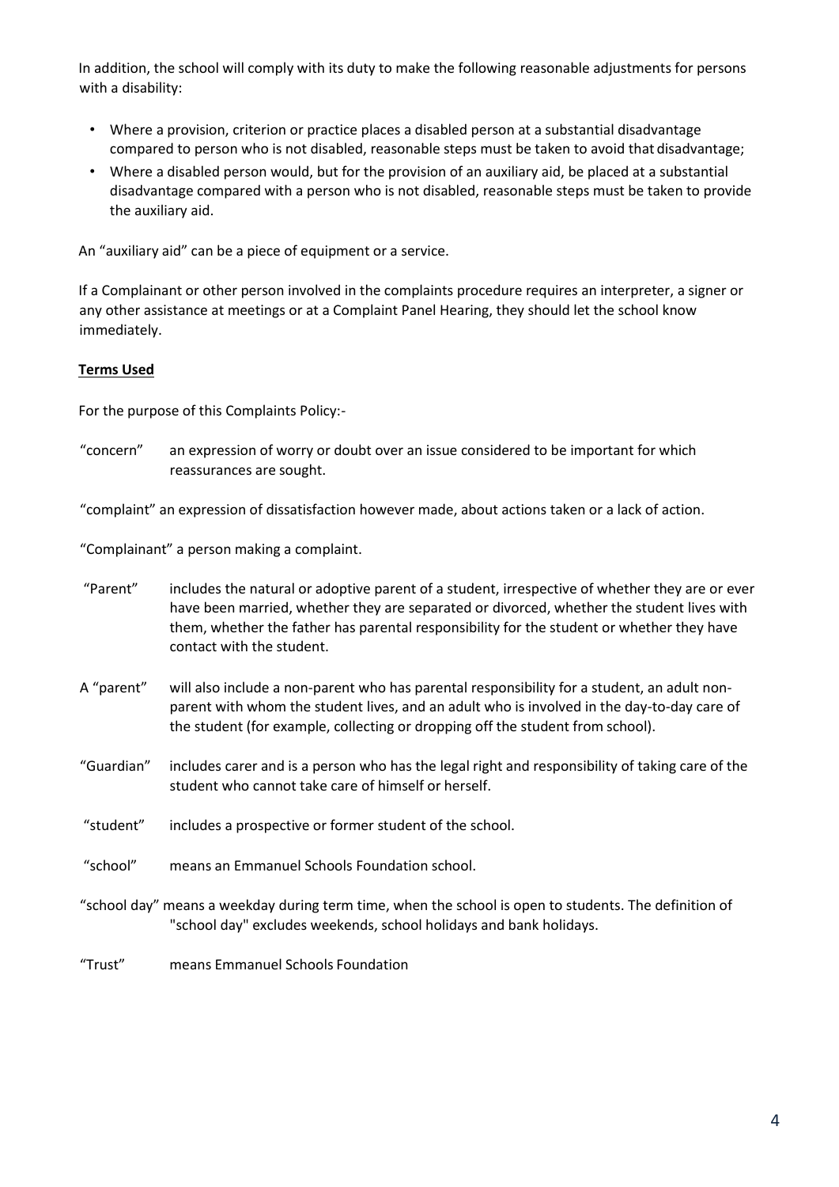In addition, the school will comply with its duty to make the following reasonable adjustments for persons with a disability:

- Where a provision, criterion or practice places a disabled person at a substantial disadvantage compared to person who is not disabled, reasonable steps must be taken to avoid that disadvantage;
- Where a disabled person would, but for the provision of an auxiliary aid, be placed at a substantial disadvantage compared with a person who is not disabled, reasonable steps must be taken to provide the auxiliary aid.

An "auxiliary aid" can be a piece of equipment or a service.

If a Complainant or other person involved in the complaints procedure requires an interpreter, a signer or any other assistance at meetings or at a Complaint Panel Hearing, they should let the school know immediately.

**Terms Used**

For the purpose of this Complaints Policy:-

"concern" an expression of worry or doubt over an issue considered to be important for which reassurances are sought.

"complaint" an expression of dissatisfaction however made, about actions taken or a lack of action.

"Complainant" a person making a complaint.

"Parent" includes the natural or adoptive parent of a student, irrespective of whether they are or ever have been married, whether they are separated or divorced, whether the student lives with them, whether the father has parental responsibility for the student or whether they have contact with the student.

A "parent" will also include a non-parent who has parental responsibility for a student, an adult non-parent with whom the student lives, and an adult who is involved in the day-to-day care of the student (for example, collecting or dropping off the student from school).

"Guardian" includes carer and is a person who has the legal right and responsibility of taking care of the student who cannot take care of himself or herself.

"student" includes a prospective or former student of the school.

"school" means an Emmanuel Schools Foundation school.

"school day" means a weekday during term time, when the school is open to students. The definition of "school day" excludes weekends, school holidays and bank holidays.

"Trust" means Emmanuel Schools Foundation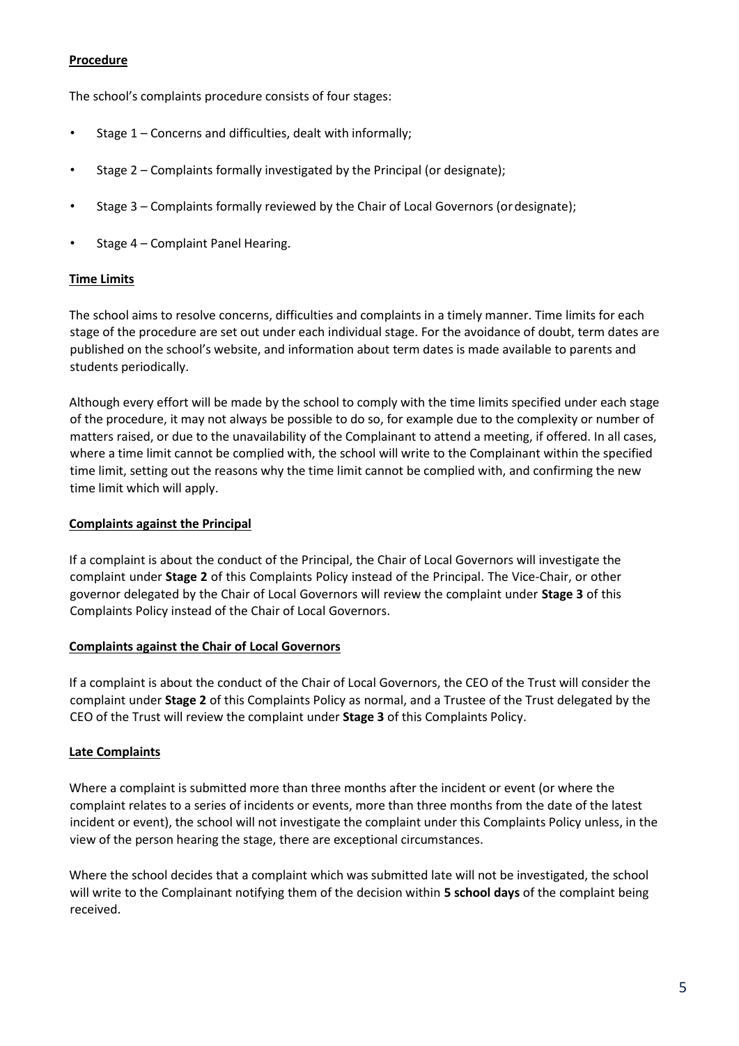**Procedure**

The school's complaints procedure consists of four stages:

- Stage 1 – Concerns and difficulties, dealt with informally;
- Stage 2 – Complaints formally investigated by the Principal (or designate);
- Stage 3 – Complaints formally reviewed by the Chair of Local Governors (or designate);
- Stage 4 – Complaint Panel Hearing.

**Time Limits**

The school aims to resolve concerns, difficulties and complaints in a timely manner. Time limits for each stage of the procedure are set out under each individual stage. For the avoidance of doubt, term dates are published on the school's website, and information about term dates is made available to parents and students periodically.

Although every effort will be made by the school to comply with the time limits specified under each stage of the procedure, it may not always be possible to do so, for example due to the complexity or number of matters raised, or due to the unavailability of the Complainant to attend a meeting, if offered. In all cases, where a time limit cannot be complied with, the school will write to the Complainant within the specified time limit, setting out the reasons why the time limit cannot be complied with, and confirming the new time limit which will apply.

**Complaints against the Principal**

If a complaint is about the conduct of the Principal, the Chair of Local Governors will investigate the complaint under **Stage 2** of this Complaints Policy instead of the Principal. The Vice-Chair, or other governor delegated by the Chair of Local Governors will review the complaint under **Stage 3** of this Complaints Policy instead of the Chair of Local Governors.

**Complaints against the Chair of Local Governors**

If a complaint is about the conduct of the Chair of Local Governors, the CEO of the Trust will consider the complaint under **Stage 2** of this Complaints Policy as normal, and a Trustee of the Trust delegated by the CEO of the Trust will review the complaint under **Stage 3** of this Complaints Policy.

**Late Complaints**

Where a complaint is submitted more than three months after the incident or event (or where the complaint relates to a series of incidents or events, more than three months from the date of the latest incident or event), the school will not investigate the complaint under this Complaints Policy unless, in the view of the person hearing the stage, there are exceptional circumstances.

Where the school decides that a complaint which was submitted late will not be investigated, the school will write to the Complainant notifying them of the decision within **5 school days** of the complaint being received.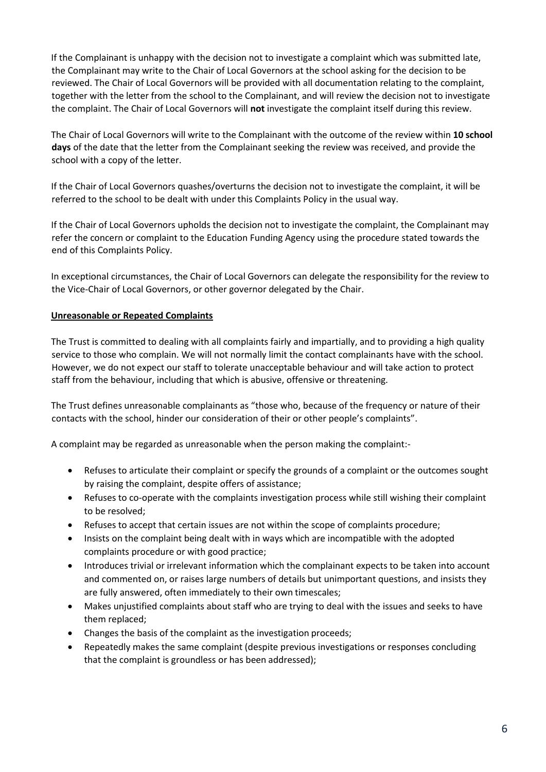If the Complainant is unhappy with the decision not to investigate a complaint which was submitted late, the Complainant may write to the Chair of Local Governors at the school asking for the decision to be reviewed. The Chair of Local Governors will be provided with all documentation relating to the complaint, together with the letter from the school to the Complainant, and will review the decision not to investigate the complaint. The Chair of Local Governors will **not** investigate the complaint itself during this review.

The Chair of Local Governors will write to the Complainant with the outcome of the review within **10 school days** of the date that the letter from the Complainant seeking the review was received, and provide the school with a copy of the letter.

If the Chair of Local Governors quashes/overturns the decision not to investigate the complaint, it will be referred to the school to be dealt with under this Complaints Policy in the usual way.

If the Chair of Local Governors upholds the decision not to investigate the complaint, the Complainant may refer the concern or complaint to the Education Funding Agency using the procedure stated towards the end of this Complaints Policy.

In exceptional circumstances, the Chair of Local Governors can delegate the responsibility for the review to the Vice-Chair of Local Governors, or other governor delegated by the Chair.

**Unreasonable or Repeated Complaints**

The Trust is committed to dealing with all complaints fairly and impartially, and to providing a high quality service to those who complain. We will not normally limit the contact complainants have with the school. However, we do not expect our staff to tolerate unacceptable behaviour and will take action to protect staff from the behaviour, including that which is abusive, offensive or threatening.

The Trust defines unreasonable complainants as "those who, because of the frequency or nature of their contacts with the school, hinder our consideration of their or other people's complaints".

A complaint may be regarded as unreasonable when the person making the complaint:-

- Refuses to articulate their complaint or specify the grounds of a complaint or the outcomes sought by raising the complaint, despite offers of assistance;
- Refuses to co-operate with the complaints investigation process while still wishing their complaint to be resolved;
- Refuses to accept that certain issues are not within the scope of complaints procedure;
- Insists on the complaint being dealt with in ways which are incompatible with the adopted complaints procedure or with good practice;
- Introduces trivial or irrelevant information which the complainant expects to be taken into account and commented on, or raises large numbers of details but unimportant questions, and insists they are fully answered, often immediately to their own timescales;
- Makes unjustified complaints about staff who are trying to deal with the issues and seeks to have them replaced;
- Changes the basis of the complaint as the investigation proceeds;
- Repeatedly makes the same complaint (despite previous investigations or responses concluding that the complaint is groundless or has been addressed);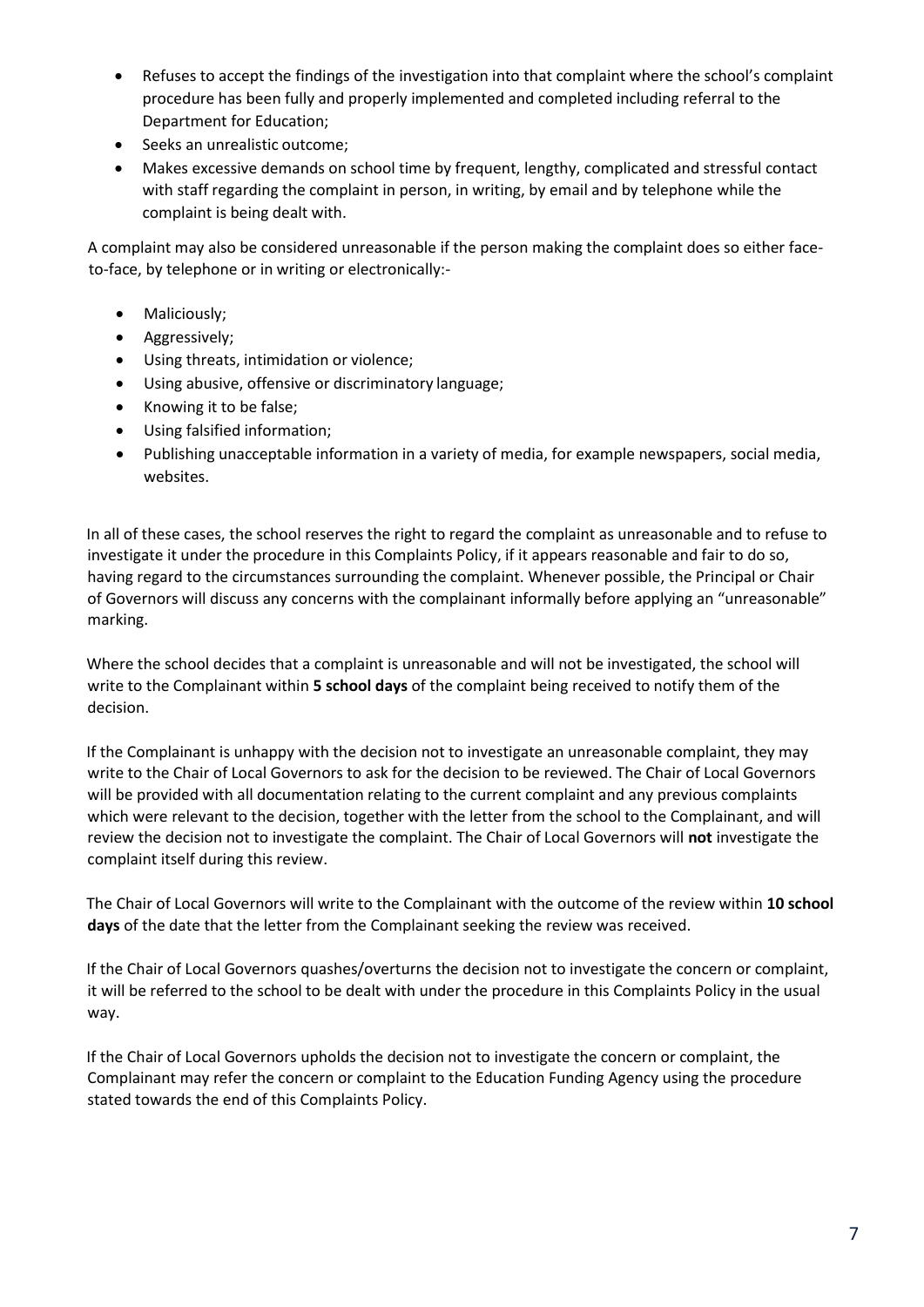- Refuses to accept the findings of the investigation into that complaint where the school's complaint procedure has been fully and properly implemented and completed including referral to the Department for Education;
- Seeks an unrealistic outcome;
- Makes excessive demands on school time by frequent, lengthy, complicated and stressful contact with staff regarding the complaint in person, in writing, by email and by telephone while the complaint is being dealt with.

A complaint may also be considered unreasonable if the person making the complaint does so either face-to-face, by telephone or in writing or electronically:-

- Maliciously;
- Aggressively;
- Using threats, intimidation or violence;
- Using abusive, offensive or discriminatory language;
- Knowing it to be false;
- Using falsified information;
- Publishing unacceptable information in a variety of media, for example newspapers, social media, websites.

In all of these cases, the school reserves the right to regard the complaint as unreasonable and to refuse to investigate it under the procedure in this Complaints Policy, if it appears reasonable and fair to do so, having regard to the circumstances surrounding the complaint. Whenever possible, the Principal or Chair of Governors will discuss any concerns with the complainant informally before applying an "unreasonable" marking.

Where the school decides that a complaint is unreasonable and will not be investigated, the school will write to the Complainant within **5 school days** of the complaint being received to notify them of the decision.

If the Complainant is unhappy with the decision not to investigate an unreasonable complaint, they may write to the Chair of Local Governors to ask for the decision to be reviewed. The Chair of Local Governors will be provided with all documentation relating to the current complaint and any previous complaints which were relevant to the decision, together with the letter from the school to the Complainant, and will review the decision not to investigate the complaint. The Chair of Local Governors will **not** investigate the complaint itself during this review.

The Chair of Local Governors will write to the Complainant with the outcome of the review within **10 school days** of the date that the letter from the Complainant seeking the review was received.

If the Chair of Local Governors quashes/overturns the decision not to investigate the concern or complaint, it will be referred to the school to be dealt with under the procedure in this Complaints Policy in the usual way.

If the Chair of Local Governors upholds the decision not to investigate the concern or complaint, the Complainant may refer the concern or complaint to the Education Funding Agency using the procedure stated towards the end of this Complaints Policy.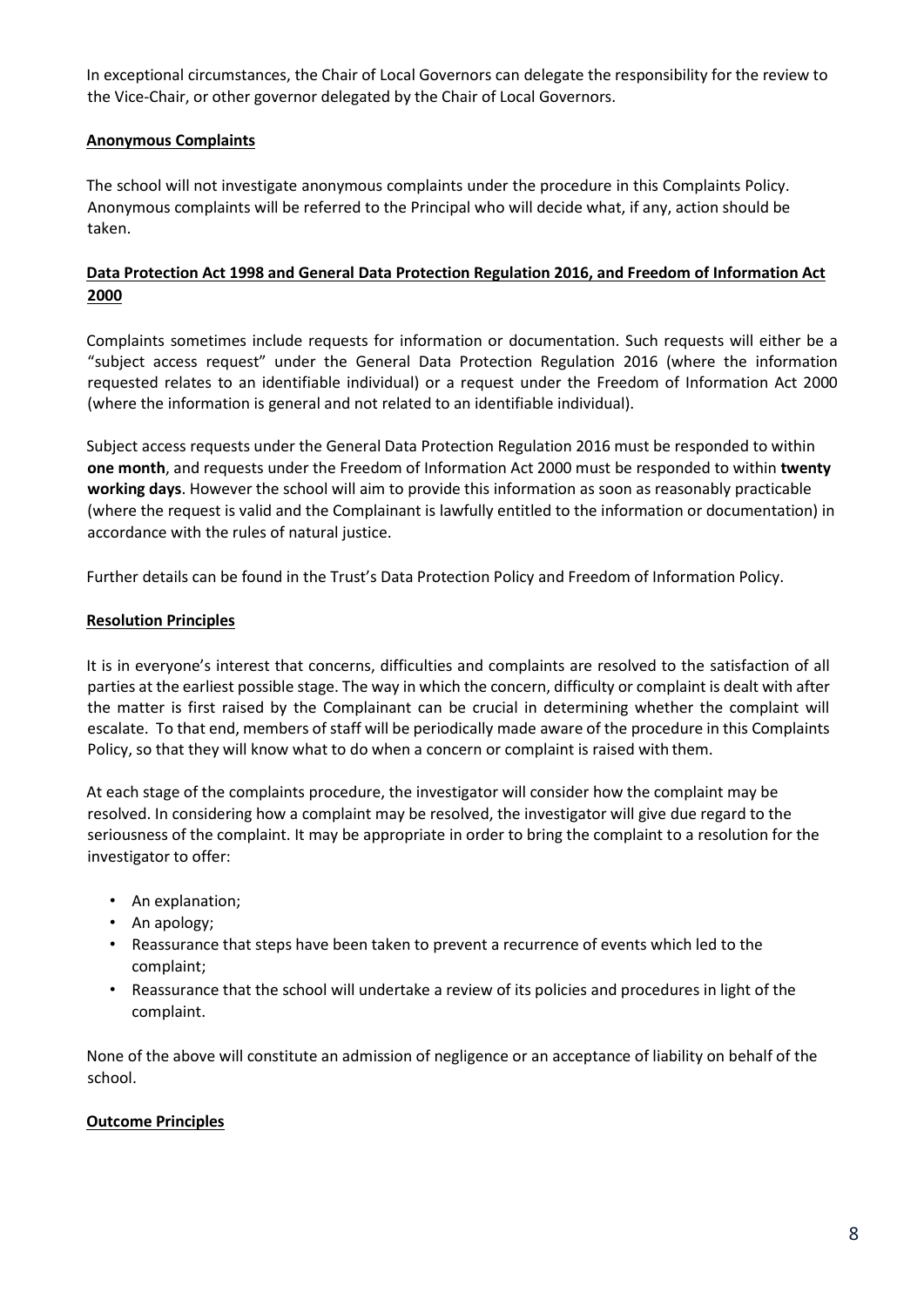In exceptional circumstances, the Chair of Local Governors can delegate the responsibility for the review to the Vice-Chair, or other governor delegated by the Chair of Local Governors.

**Anonymous Complaints**

The school will not investigate anonymous complaints under the procedure in this Complaints Policy. Anonymous complaints will be referred to the Principal who will decide what, if any, action should be taken.

**Data Protection Act 1998 and General Data Protection Regulation 2016, and Freedom of Information Act 2000**

Complaints sometimes include requests for information or documentation. Such requests will either be a "subject access request" under the General Data Protection Regulation 2016 (where the information requested relates to an identifiable individual) or a request under the Freedom of Information Act 2000 (where the information is general and not related to an identifiable individual).

Subject access requests under the General Data Protection Regulation 2016 must be responded to within **one month**, and requests under the Freedom of Information Act 2000 must be responded to within **twenty working days**. However the school will aim to provide this information as soon as reasonably practicable (where the request is valid and the Complainant is lawfully entitled to the information or documentation) in accordance with the rules of natural justice.

Further details can be found in the Trust's Data Protection Policy and Freedom of Information Policy.

**Resolution Principles**

It is in everyone's interest that concerns, difficulties and complaints are resolved to the satisfaction of all parties at the earliest possible stage. The way in which the concern, difficulty or complaint is dealt with after the matter is first raised by the Complainant can be crucial in determining whether the complaint will escalate. To that end, members of staff will be periodically made aware of the procedure in this Complaints Policy, so that they will know what to do when a concern or complaint is raised with them.

At each stage of the complaints procedure, the investigator will consider how the complaint may be resolved. In considering how a complaint may be resolved, the investigator will give due regard to the seriousness of the complaint. It may be appropriate in order to bring the complaint to a resolution for the investigator to offer:

- An explanation;
- An apology;
- Reassurance that steps have been taken to prevent a recurrence of events which led to the complaint;
- Reassurance that the school will undertake a review of its policies and procedures in light of the complaint.

None of the above will constitute an admission of negligence or an acceptance of liability on behalf of the school.

**Outcome Principles**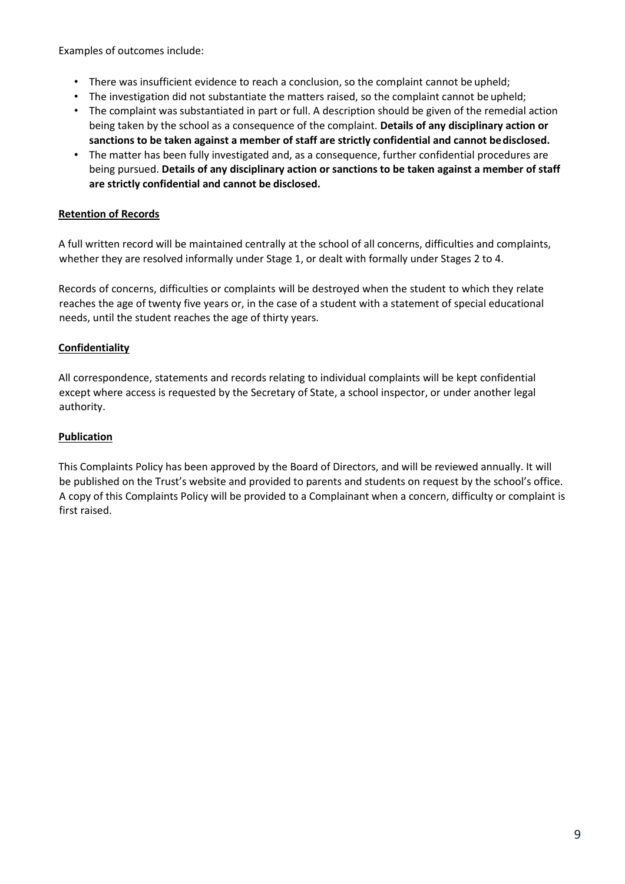Examples of outcomes include:

- There was insufficient evidence to reach a conclusion, so the complaint cannot be upheld;
- The investigation did not substantiate the matters raised, so the complaint cannot be upheld;
- The complaint was substantiated in part or full. A description should be given of the remedial action being taken by the school as a consequence of the complaint. **Details of any disciplinary action or sanctions to be taken against a member of staff are strictly confidential and cannot be disclosed.**
- The matter has been fully investigated and, as a consequence, further confidential procedures are being pursued. **Details of any disciplinary action or sanctions to be taken against a member of staff are strictly confidential and cannot be disclosed.**

**Retention of Records**

A full written record will be maintained centrally at the school of all concerns, difficulties and complaints, whether they are resolved informally under Stage 1, or dealt with formally under Stages 2 to 4.

Records of concerns, difficulties or complaints will be destroyed when the student to which they relate reaches the age of twenty five years or, in the case of a student with a statement of special educational needs, until the student reaches the age of thirty years.

**Confidentiality**

All correspondence, statements and records relating to individual complaints will be kept confidential except where access is requested by the Secretary of State, a school inspector, or under another legal authority.

**Publication**

This Complaints Policy has been approved by the Board of Directors, and will be reviewed annually. It will be published on the Trust's website and provided to parents and students on request by the school's office. A copy of this Complaints Policy will be provided to a Complainant when a concern, difficulty or complaint is first raised.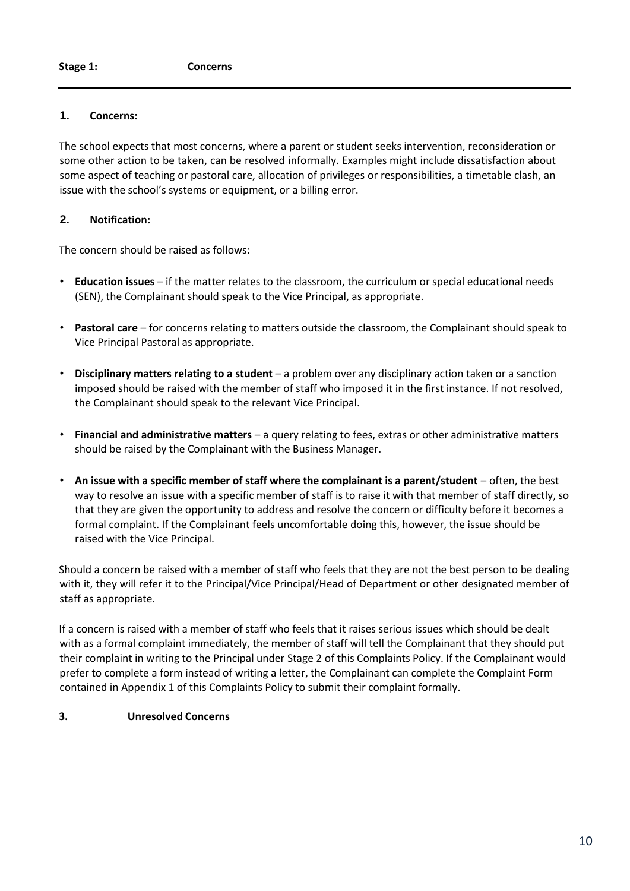## Stage 1: Concerns

### 1. Concerns:

The school expects that most concerns, where a parent or student seeks intervention, reconsideration or some other action to be taken, can be resolved informally. Examples might include dissatisfaction about some aspect of teaching or pastoral care, allocation of privileges or responsibilities, a timetable clash, an issue with the school's systems or equipment, or a billing error.

### 2. Notification:

The concern should be raised as follows:

- **Education issues** – if the matter relates to the classroom, the curriculum or special educational needs (SEN), the Complainant should speak to the Vice Principal, as appropriate.
- **Pastoral care** – for concerns relating to matters outside the classroom, the Complainant should speak to Vice Principal Pastoral as appropriate.
- **Disciplinary matters relating to a student** – a problem over any disciplinary action taken or a sanction imposed should be raised with the member of staff who imposed it in the first instance. If not resolved, the Complainant should speak to the relevant Vice Principal.
- **Financial and administrative matters** – a query relating to fees, extras or other administrative matters should be raised by the Complainant with the Business Manager.
- **An issue with a specific member of staff where the complainant is a parent/student** – often, the best way to resolve an issue with a specific member of staff is to raise it with that member of staff directly, so that they are given the opportunity to address and resolve the concern or difficulty before it becomes a formal complaint. If the Complainant feels uncomfortable doing this, however, the issue should be raised with the Vice Principal.

Should a concern be raised with a member of staff who feels that they are not the best person to be dealing with it, they will refer it to the Principal/Vice Principal/Head of Department or other designated member of staff as appropriate.

If a concern is raised with a member of staff who feels that it raises serious issues which should be dealt with as a formal complaint immediately, the member of staff will tell the Complainant that they should put their complaint in writing to the Principal under Stage 2 of this Complaints Policy. If the Complainant would prefer to complete a form instead of writing a letter, the Complainant can complete the Complaint Form contained in Appendix 1 of this Complaints Policy to submit their complaint formally.

### 3. Unresolved Concerns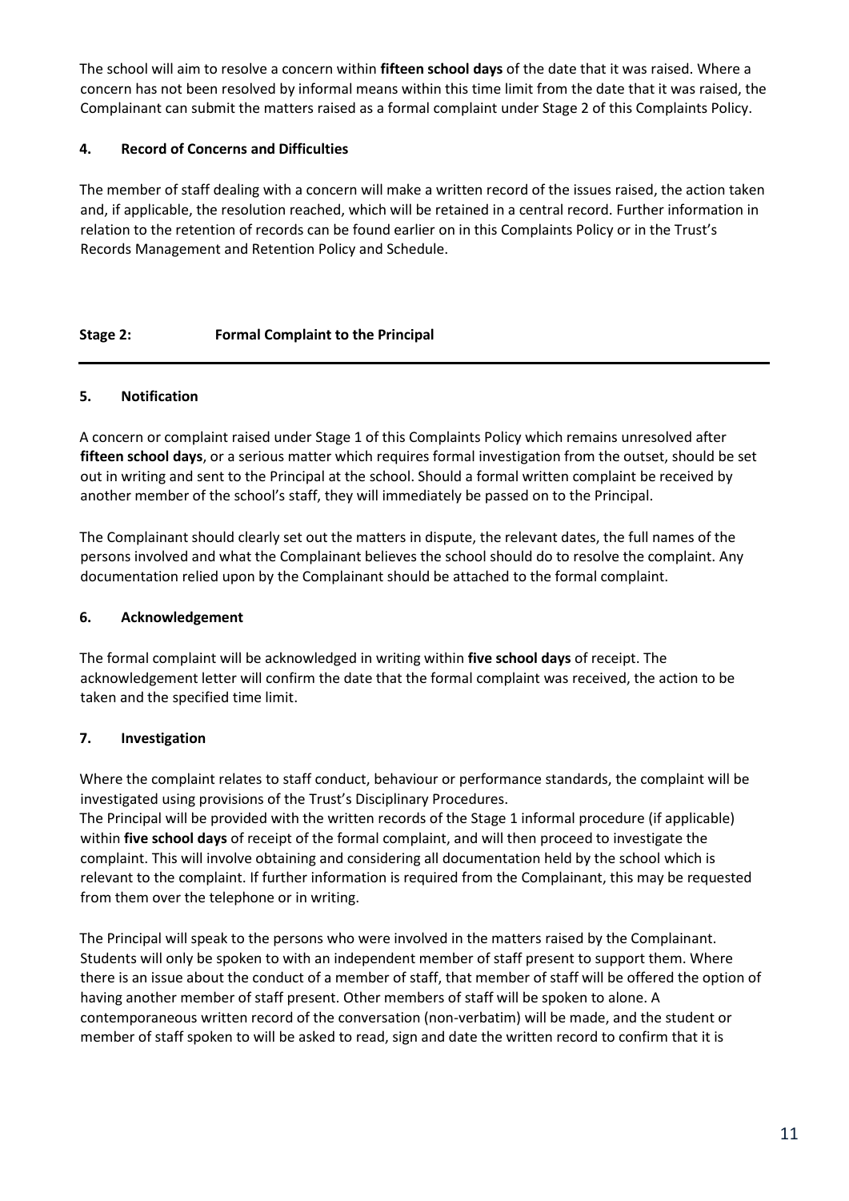The school will aim to resolve a concern within **fifteen school days** of the date that it was raised. Where a concern has not been resolved by informal means within this time limit from the date that it was raised, the Complainant can submit the matters raised as a formal complaint under Stage 2 of this Complaints Policy.

#### 4. Record of Concerns and Difficulties

The member of staff dealing with a concern will make a written record of the issues raised, the action taken and, if applicable, the resolution reached, which will be retained in a central record. Further information in relation to the retention of records can be found earlier on in this Complaints Policy or in the Trust's Records Management and Retention Policy and Schedule.

### Stage 2: Formal Complaint to the Principal

---

#### 5. Notification

A concern or complaint raised under Stage 1 of this Complaints Policy which remains unresolved after **fifteen school days**, or a serious matter which requires formal investigation from the outset, should be set out in writing and sent to the Principal at the school. Should a formal written complaint be received by another member of the school's staff, they will immediately be passed on to the Principal.

The Complainant should clearly set out the matters in dispute, the relevant dates, the full names of the persons involved and what the Complainant believes the school should do to resolve the complaint. Any documentation relied upon by the Complainant should be attached to the formal complaint.

#### 6. Acknowledgement

The formal complaint will be acknowledged in writing within **five school days** of receipt. The acknowledgement letter will confirm the date that the formal complaint was received, the action to be taken and the specified time limit.

#### 7. Investigation

Where the complaint relates to staff conduct, behaviour or performance standards, the complaint will be investigated using provisions of the Trust's Disciplinary Procedures.
The Principal will be provided with the written records of the Stage 1 informal procedure (if applicable) within **five school days** of receipt of the formal complaint, and will then proceed to investigate the complaint. This will involve obtaining and considering all documentation held by the school which is relevant to the complaint. If further information is required from the Complainant, this may be requested from them over the telephone or in writing.

The Principal will speak to the persons who were involved in the matters raised by the Complainant. Students will only be spoken to with an independent member of staff present to support them. Where there is an issue about the conduct of a member of staff, that member of staff will be offered the option of having another member of staff present. Other members of staff will be spoken to alone. A contemporaneous written record of the conversation (non-verbatim) will be made, and the student or member of staff spoken to will be asked to read, sign and date the written record to confirm that it is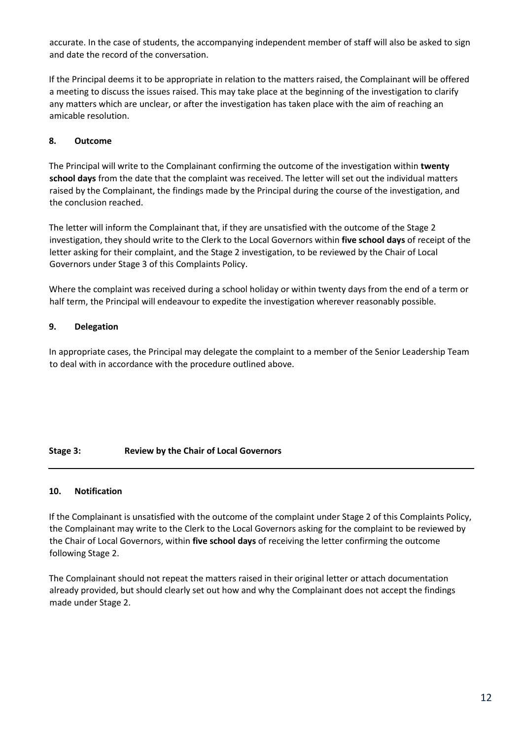accurate. In the case of students, the accompanying independent member of staff will also be asked to sign and date the record of the conversation.

If the Principal deems it to be appropriate in relation to the matters raised, the Complainant will be offered a meeting to discuss the issues raised. This may take place at the beginning of the investigation to clarify any matters which are unclear, or after the investigation has taken place with the aim of reaching an amicable resolution.

### 8. Outcome

The Principal will write to the Complainant confirming the outcome of the investigation within **twenty school days** from the date that the complaint was received. The letter will set out the individual matters raised by the Complainant, the findings made by the Principal during the course of the investigation, and the conclusion reached.

The letter will inform the Complainant that, if they are unsatisfied with the outcome of the Stage 2 investigation, they should write to the Clerk to the Local Governors within **five school days** of receipt of the letter asking for their complaint, and the Stage 2 investigation, to be reviewed by the Chair of Local Governors under Stage 3 of this Complaints Policy.

Where the complaint was received during a school holiday or within twenty days from the end of a term or half term, the Principal will endeavour to expedite the investigation wherever reasonably possible.

### 9. Delegation

In appropriate cases, the Principal may delegate the complaint to a member of the Senior Leadership Team to deal with in accordance with the procedure outlined above.

## Stage 3: Review by the Chair of Local Governors

---

### 10. Notification

If the Complainant is unsatisfied with the outcome of the complaint under Stage 2 of this Complaints Policy, the Complainant may write to the Clerk to the Local Governors asking for the complaint to be reviewed by the Chair of Local Governors, within **five school days** of receiving the letter confirming the outcome following Stage 2.

The Complainant should not repeat the matters raised in their original letter or attach documentation already provided, but should clearly set out how and why the Complainant does not accept the findings made under Stage 2.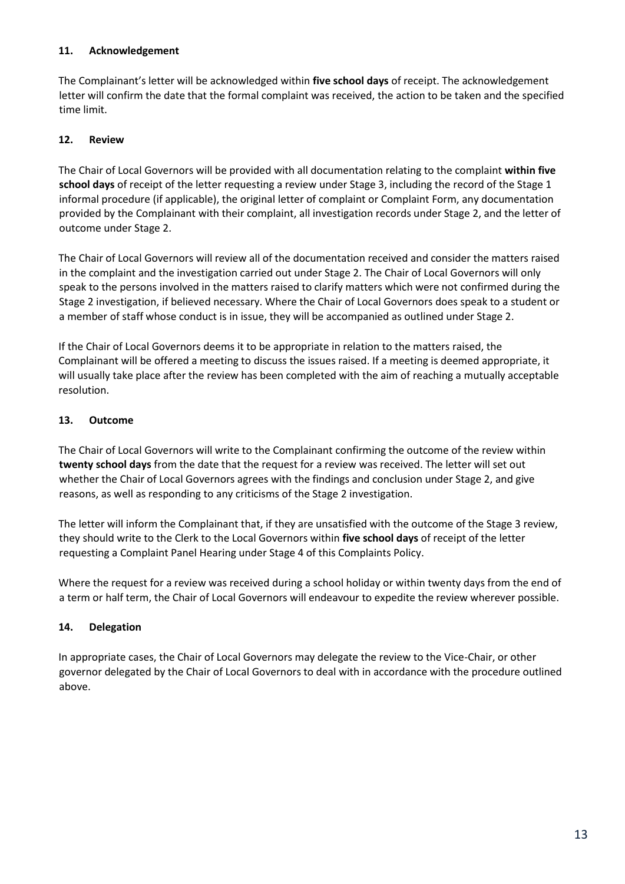**11. Acknowledgement**

The Complainant's letter will be acknowledged within **five school days** of receipt. The acknowledgement letter will confirm the date that the formal complaint was received, the action to be taken and the specified time limit.

**12. Review**

The Chair of Local Governors will be provided with all documentation relating to the complaint **within five school days** of receipt of the letter requesting a review under Stage 3, including the record of the Stage 1 informal procedure (if applicable), the original letter of complaint or Complaint Form, any documentation provided by the Complainant with their complaint, all investigation records under Stage 2, and the letter of outcome under Stage 2.

The Chair of Local Governors will review all of the documentation received and consider the matters raised in the complaint and the investigation carried out under Stage 2. The Chair of Local Governors will only speak to the persons involved in the matters raised to clarify matters which were not confirmed during the Stage 2 investigation, if believed necessary. Where the Chair of Local Governors does speak to a student or a member of staff whose conduct is in issue, they will be accompanied as outlined under Stage 2.

If the Chair of Local Governors deems it to be appropriate in relation to the matters raised, the Complainant will be offered a meeting to discuss the issues raised. If a meeting is deemed appropriate, it will usually take place after the review has been completed with the aim of reaching a mutually acceptable resolution.

**13. Outcome**

The Chair of Local Governors will write to the Complainant confirming the outcome of the review within **twenty school days** from the date that the request for a review was received. The letter will set out whether the Chair of Local Governors agrees with the findings and conclusion under Stage 2, and give reasons, as well as responding to any criticisms of the Stage 2 investigation.

The letter will inform the Complainant that, if they are unsatisfied with the outcome of the Stage 3 review, they should write to the Clerk to the Local Governors within **five school days** of receipt of the letter requesting a Complaint Panel Hearing under Stage 4 of this Complaints Policy.

Where the request for a review was received during a school holiday or within twenty days from the end of a term or half term, the Chair of Local Governors will endeavour to expedite the review wherever possible.

**14. Delegation**

In appropriate cases, the Chair of Local Governors may delegate the review to the Vice-Chair, or other governor delegated by the Chair of Local Governors to deal with in accordance with the procedure outlined above.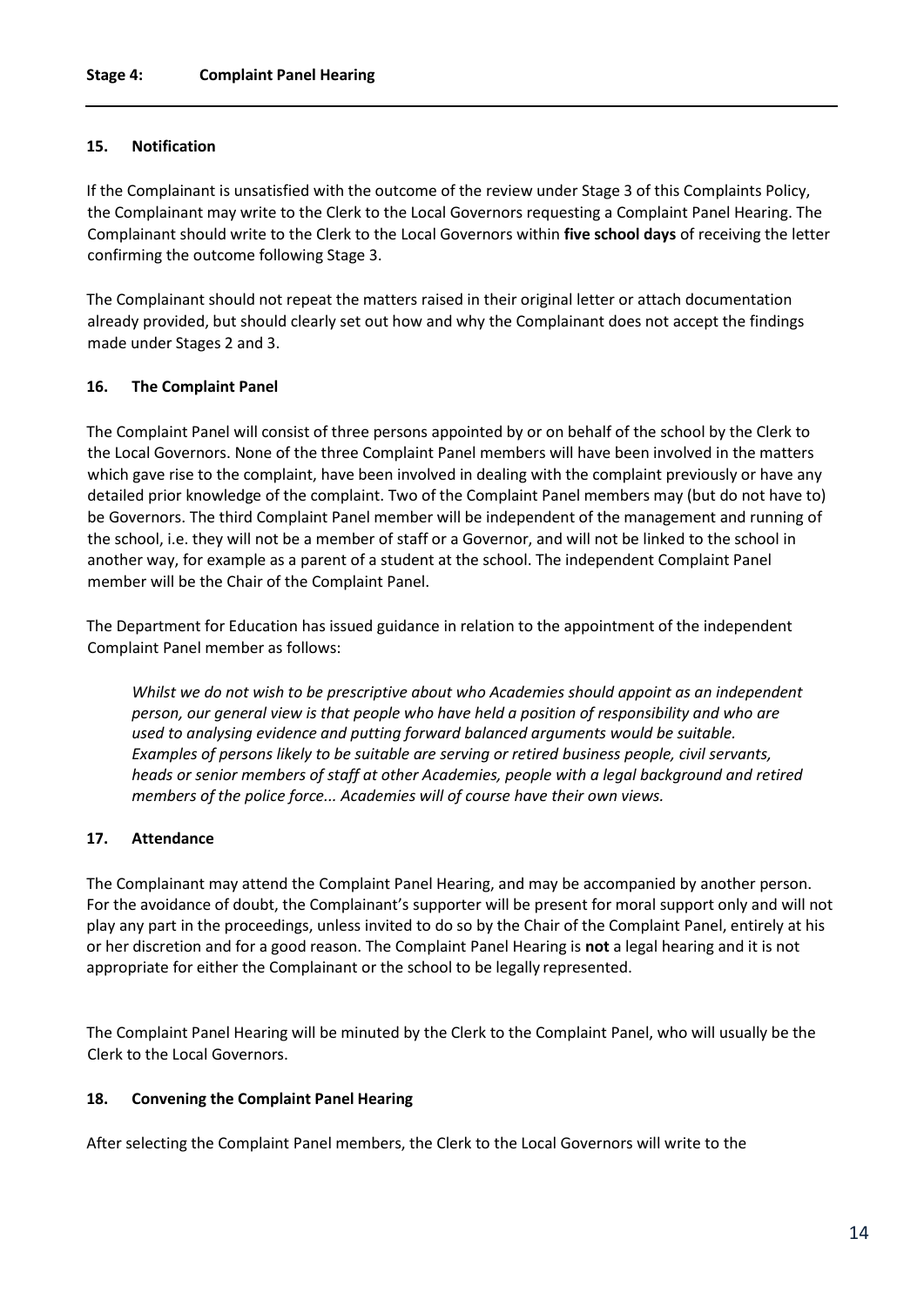## Stage 4: Complaint Panel Hearing

### 15. Notification

If the Complainant is unsatisfied with the outcome of the review under Stage 3 of this Complaints Policy, the Complainant may write to the Clerk to the Local Governors requesting a Complaint Panel Hearing. The Complainant should write to the Clerk to the Local Governors within **five school days** of receiving the letter confirming the outcome following Stage 3.

The Complainant should not repeat the matters raised in their original letter or attach documentation already provided, but should clearly set out how and why the Complainant does not accept the findings made under Stages 2 and 3.

### 16. The Complaint Panel

The Complaint Panel will consist of three persons appointed by or on behalf of the school by the Clerk to the Local Governors. None of the three Complaint Panel members will have been involved in the matters which gave rise to the complaint, have been involved in dealing with the complaint previously or have any detailed prior knowledge of the complaint. Two of the Complaint Panel members may (but do not have to) be Governors. The third Complaint Panel member will be independent of the management and running of the school, i.e. they will not be a member of staff or a Governor, and will not be linked to the school in another way, for example as a parent of a student at the school. The independent Complaint Panel member will be the Chair of the Complaint Panel.

The Department for Education has issued guidance in relation to the appointment of the independent Complaint Panel member as follows:

> *Whilst we do not wish to be prescriptive about who Academies should appoint as an independent person, our general view is that people who have held a position of responsibility and who are used to analysing evidence and putting forward balanced arguments would be suitable. Examples of persons likely to be suitable are serving or retired business people, civil servants, heads or senior members of staff at other Academies, people with a legal background and retired members of the police force... Academies will of course have their own views.*

### 17. Attendance

The Complainant may attend the Complaint Panel Hearing, and may be accompanied by another person. For the avoidance of doubt, the Complainant's supporter will be present for moral support only and will not play any part in the proceedings, unless invited to do so by the Chair of the Complaint Panel, entirely at his or her discretion and for a good reason. The Complaint Panel Hearing is **not** a legal hearing and it is not appropriate for either the Complainant or the school to be legally represented.

The Complaint Panel Hearing will be minuted by the Clerk to the Complaint Panel, who will usually be the Clerk to the Local Governors.

### 18. Convening the Complaint Panel Hearing

After selecting the Complaint Panel members, the Clerk to the Local Governors will write to the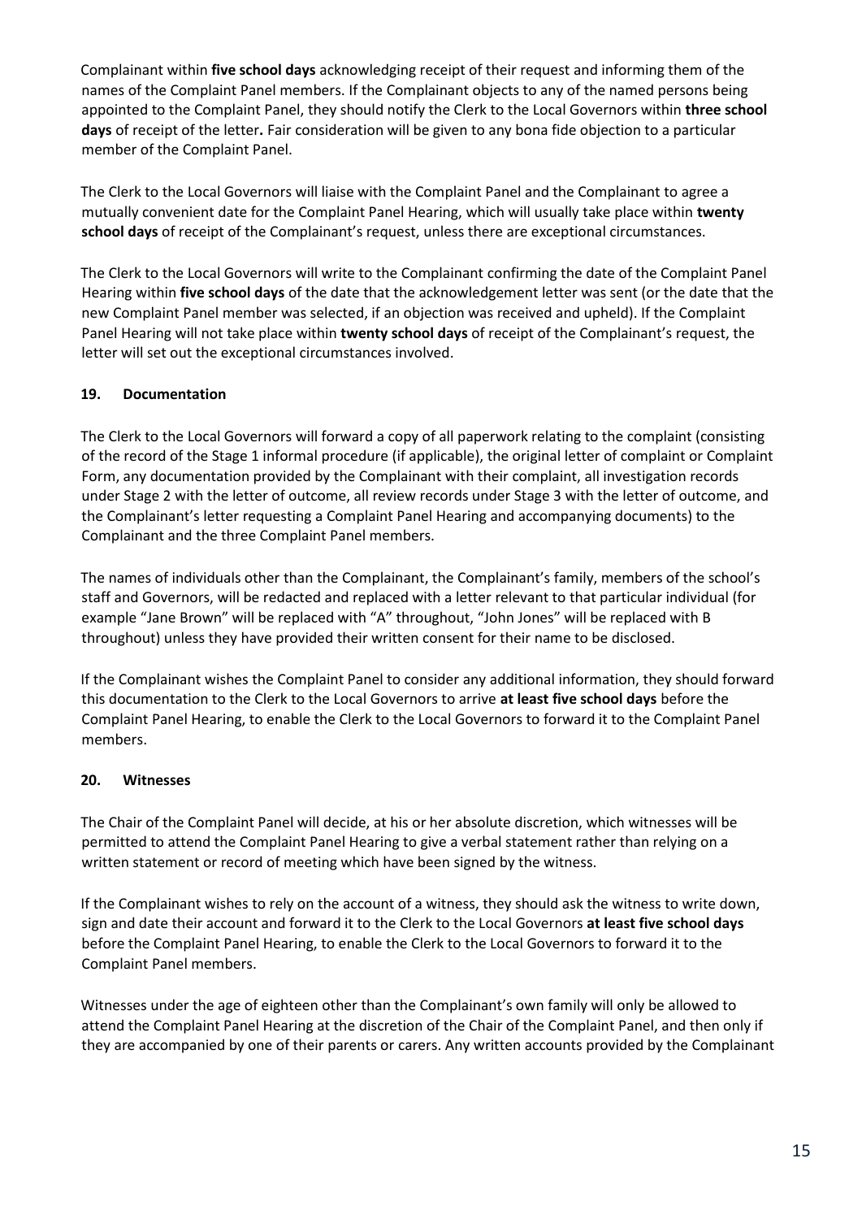Complainant within **five school days** acknowledging receipt of their request and informing them of the names of the Complaint Panel members. If the Complainant objects to any of the named persons being appointed to the Complaint Panel, they should notify the Clerk to the Local Governors within **three school days** of receipt of the letter**.** Fair consideration will be given to any bona fide objection to a particular member of the Complaint Panel.

The Clerk to the Local Governors will liaise with the Complaint Panel and the Complainant to agree a mutually convenient date for the Complaint Panel Hearing, which will usually take place within **twenty school days** of receipt of the Complainant's request, unless there are exceptional circumstances.

The Clerk to the Local Governors will write to the Complainant confirming the date of the Complaint Panel Hearing within **five school days** of the date that the acknowledgement letter was sent (or the date that the new Complaint Panel member was selected, if an objection was received and upheld). If the Complaint Panel Hearing will not take place within **twenty school days** of receipt of the Complainant's request, the letter will set out the exceptional circumstances involved.

## 19. Documentation

The Clerk to the Local Governors will forward a copy of all paperwork relating to the complaint (consisting of the record of the Stage 1 informal procedure (if applicable), the original letter of complaint or Complaint Form, any documentation provided by the Complainant with their complaint, all investigation records under Stage 2 with the letter of outcome, all review records under Stage 3 with the letter of outcome, and the Complainant's letter requesting a Complaint Panel Hearing and accompanying documents) to the Complainant and the three Complaint Panel members.

The names of individuals other than the Complainant, the Complainant's family, members of the school's staff and Governors, will be redacted and replaced with a letter relevant to that particular individual (for example "Jane Brown" will be replaced with "A" throughout, "John Jones" will be replaced with B throughout) unless they have provided their written consent for their name to be disclosed.

If the Complainant wishes the Complaint Panel to consider any additional information, they should forward this documentation to the Clerk to the Local Governors to arrive **at least five school days** before the Complaint Panel Hearing, to enable the Clerk to the Local Governors to forward it to the Complaint Panel members.

## 20. Witnesses

The Chair of the Complaint Panel will decide, at his or her absolute discretion, which witnesses will be permitted to attend the Complaint Panel Hearing to give a verbal statement rather than relying on a written statement or record of meeting which have been signed by the witness.

If the Complainant wishes to rely on the account of a witness, they should ask the witness to write down, sign and date their account and forward it to the Clerk to the Local Governors **at least five school days** before the Complaint Panel Hearing, to enable the Clerk to the Local Governors to forward it to the Complaint Panel members.

Witnesses under the age of eighteen other than the Complainant's own family will only be allowed to attend the Complaint Panel Hearing at the discretion of the Chair of the Complaint Panel, and then only if they are accompanied by one of their parents or carers. Any written accounts provided by the Complainant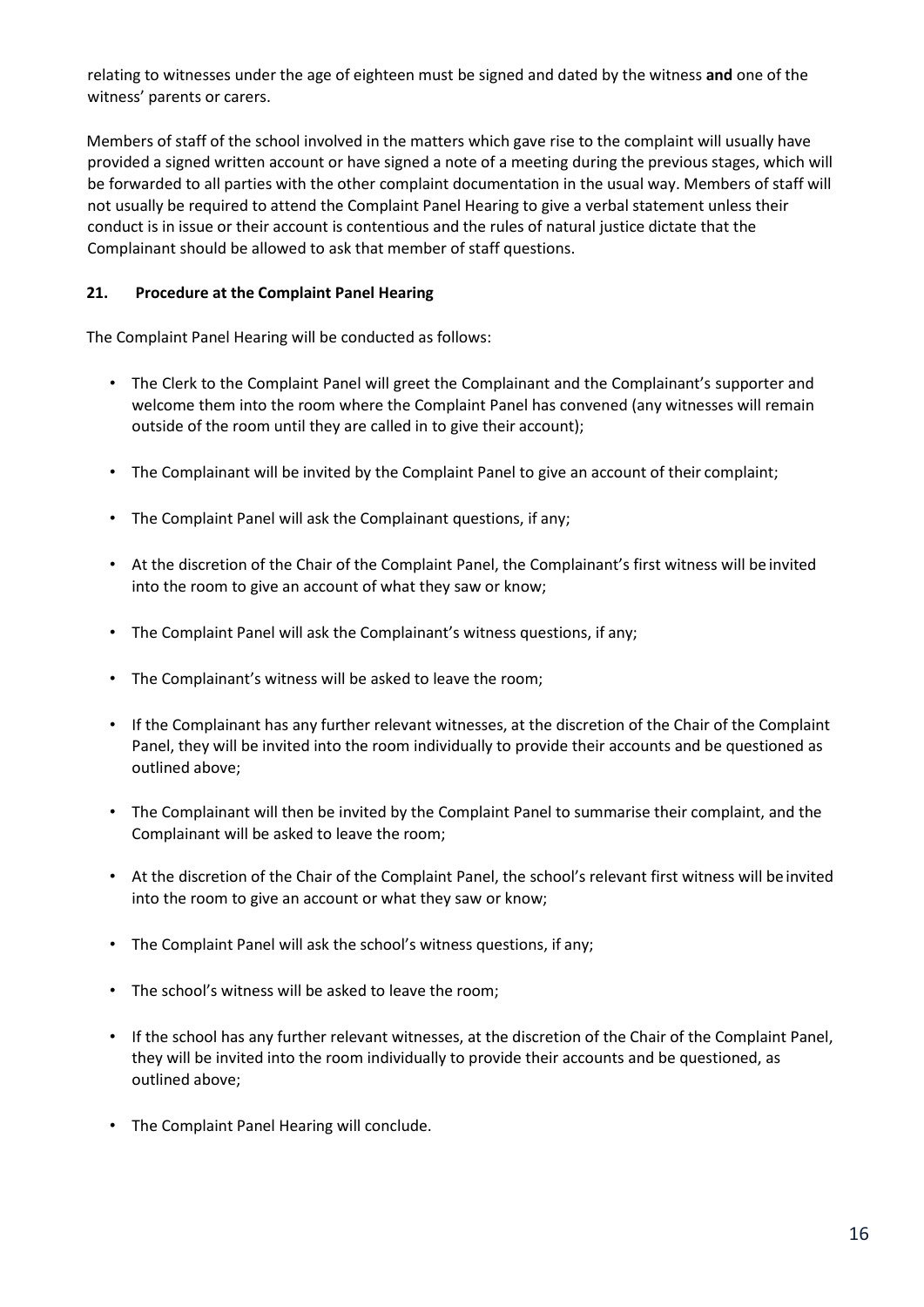relating to witnesses under the age of eighteen must be signed and dated by the witness **and** one of the witness' parents or carers.

Members of staff of the school involved in the matters which gave rise to the complaint will usually have provided a signed written account or have signed a note of a meeting during the previous stages, which will be forwarded to all parties with the other complaint documentation in the usual way. Members of staff will not usually be required to attend the Complaint Panel Hearing to give a verbal statement unless their conduct is in issue or their account is contentious and the rules of natural justice dictate that the Complainant should be allowed to ask that member of staff questions.

## 21. Procedure at the Complaint Panel Hearing

The Complaint Panel Hearing will be conducted as follows:

- The Clerk to the Complaint Panel will greet the Complainant and the Complainant's supporter and welcome them into the room where the Complaint Panel has convened (any witnesses will remain outside of the room until they are called in to give their account);
- The Complainant will be invited by the Complaint Panel to give an account of their complaint;
- The Complaint Panel will ask the Complainant questions, if any;
- At the discretion of the Chair of the Complaint Panel, the Complainant's first witness will be invited into the room to give an account of what they saw or know;
- The Complaint Panel will ask the Complainant's witness questions, if any;
- The Complainant's witness will be asked to leave the room;
- If the Complainant has any further relevant witnesses, at the discretion of the Chair of the Complaint Panel, they will be invited into the room individually to provide their accounts and be questioned as outlined above;
- The Complainant will then be invited by the Complaint Panel to summarise their complaint, and the Complainant will be asked to leave the room;
- At the discretion of the Chair of the Complaint Panel, the school's relevant first witness will be invited into the room to give an account or what they saw or know;
- The Complaint Panel will ask the school's witness questions, if any;
- The school's witness will be asked to leave the room;
- If the school has any further relevant witnesses, at the discretion of the Chair of the Complaint Panel, they will be invited into the room individually to provide their accounts and be questioned, as outlined above;
- The Complaint Panel Hearing will conclude.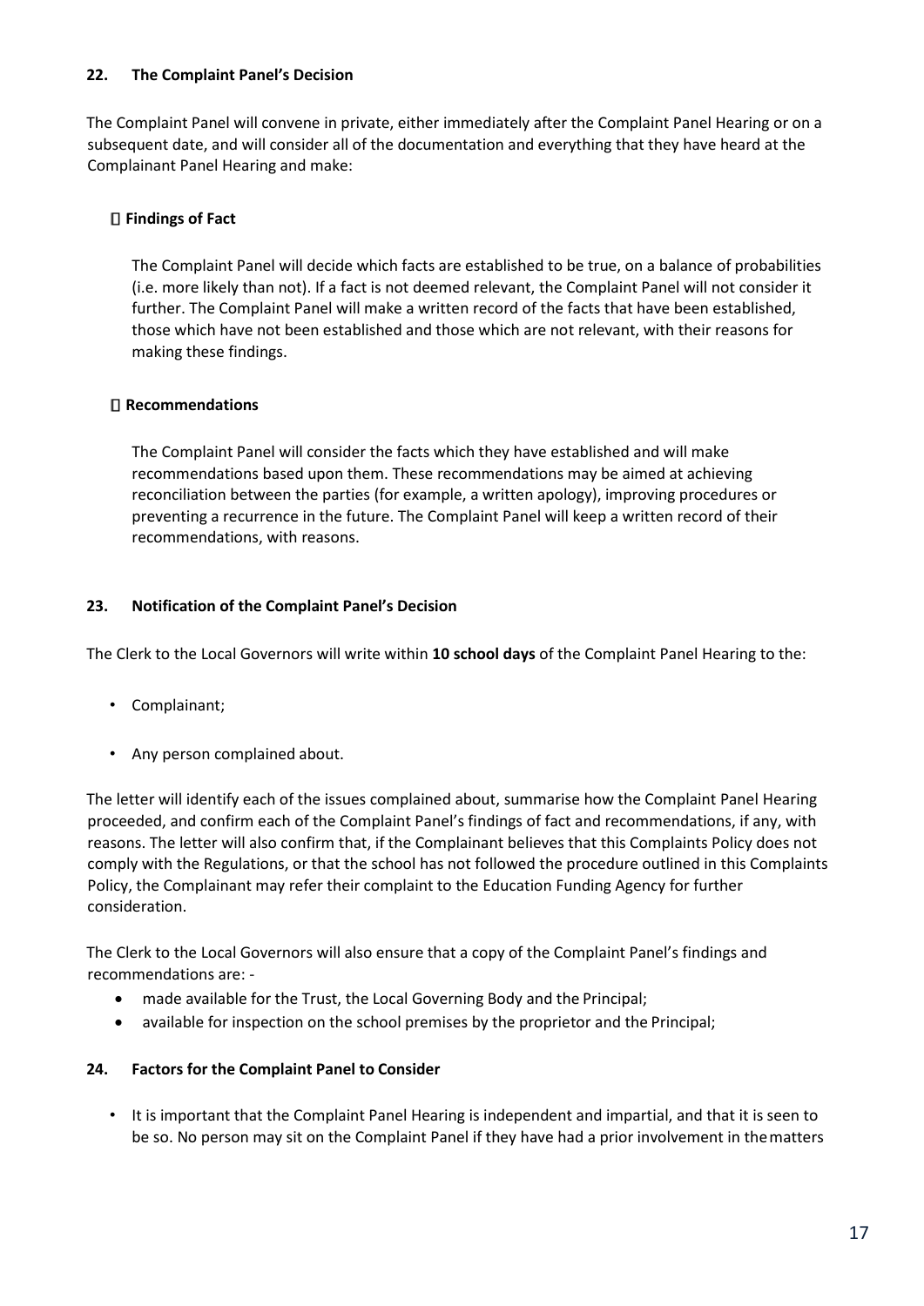## 22. The Complaint Panel's Decision

The Complaint Panel will convene in private, either immediately after the Complaint Panel Hearing or on a subsequent date, and will consider all of the documentation and everything that they have heard at the Complainant Panel Hearing and make:

- **Findings of Fact**

  The Complaint Panel will decide which facts are established to be true, on a balance of probabilities (i.e. more likely than not). If a fact is not deemed relevant, the Complaint Panel will not consider it further. The Complaint Panel will make a written record of the facts that have been established, those which have not been established and those which are not relevant, with their reasons for making these findings.

- **Recommendations**

  The Complaint Panel will consider the facts which they have established and will make recommendations based upon them. These recommendations may be aimed at achieving reconciliation between the parties (for example, a written apology), improving procedures or preventing a recurrence in the future. The Complaint Panel will keep a written record of their recommendations, with reasons.

## 23. Notification of the Complaint Panel's Decision

The Clerk to the Local Governors will write within **10 school days** of the Complaint Panel Hearing to the:

- Complainant;
- Any person complained about.

The letter will identify each of the issues complained about, summarise how the Complaint Panel Hearing proceeded, and confirm each of the Complaint Panel's findings of fact and recommendations, if any, with reasons. The letter will also confirm that, if the Complainant believes that this Complaints Policy does not comply with the Regulations, or that the school has not followed the procedure outlined in this Complaints Policy, the Complainant may refer their complaint to the Education Funding Agency for further consideration.

The Clerk to the Local Governors will also ensure that a copy of the Complaint Panel's findings and recommendations are: -

- made available for the Trust, the Local Governing Body and the Principal;
- available for inspection on the school premises by the proprietor and the Principal;

## 24. Factors for the Complaint Panel to Consider

- It is important that the Complaint Panel Hearing is independent and impartial, and that it is seen to be so. No person may sit on the Complaint Panel if they have had a prior involvement in the matters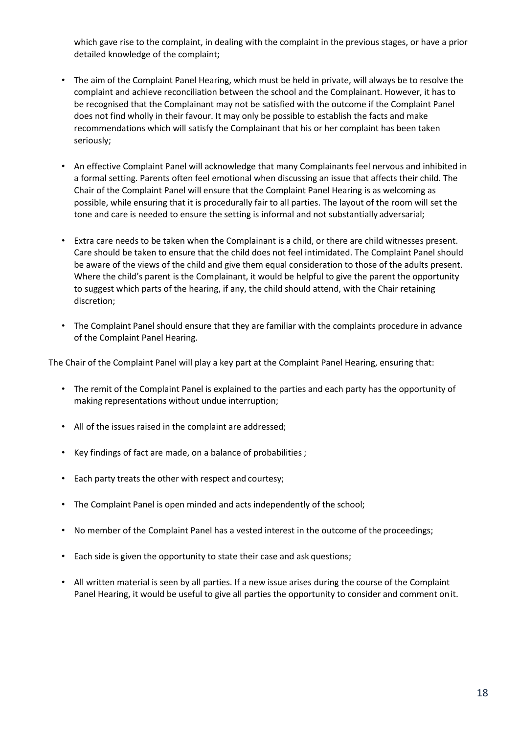which gave rise to the complaint, in dealing with the complaint in the previous stages, or have a prior detailed knowledge of the complaint;

- The aim of the Complaint Panel Hearing, which must be held in private, will always be to resolve the complaint and achieve reconciliation between the school and the Complainant. However, it has to be recognised that the Complainant may not be satisfied with the outcome if the Complaint Panel does not find wholly in their favour. It may only be possible to establish the facts and make recommendations which will satisfy the Complainant that his or her complaint has been taken seriously;

- An effective Complaint Panel will acknowledge that many Complainants feel nervous and inhibited in a formal setting. Parents often feel emotional when discussing an issue that affects their child. The Chair of the Complaint Panel will ensure that the Complaint Panel Hearing is as welcoming as possible, while ensuring that it is procedurally fair to all parties. The layout of the room will set the tone and care is needed to ensure the setting is informal and not substantially adversarial;

- Extra care needs to be taken when the Complainant is a child, or there are child witnesses present. Care should be taken to ensure that the child does not feel intimidated. The Complaint Panel should be aware of the views of the child and give them equal consideration to those of the adults present. Where the child's parent is the Complainant, it would be helpful to give the parent the opportunity to suggest which parts of the hearing, if any, the child should attend, with the Chair retaining discretion;

- The Complaint Panel should ensure that they are familiar with the complaints procedure in advance of the Complaint Panel Hearing.

The Chair of the Complaint Panel will play a key part at the Complaint Panel Hearing, ensuring that:

- The remit of the Complaint Panel is explained to the parties and each party has the opportunity of making representations without undue interruption;

- All of the issues raised in the complaint are addressed;

- Key findings of fact are made, on a balance of probabilities ;

- Each party treats the other with respect and courtesy;

- The Complaint Panel is open minded and acts independently of the school;

- No member of the Complaint Panel has a vested interest in the outcome of the proceedings;

- Each side is given the opportunity to state their case and ask questions;

- All written material is seen by all parties. If a new issue arises during the course of the Complaint Panel Hearing, it would be useful to give all parties the opportunity to consider and comment on it.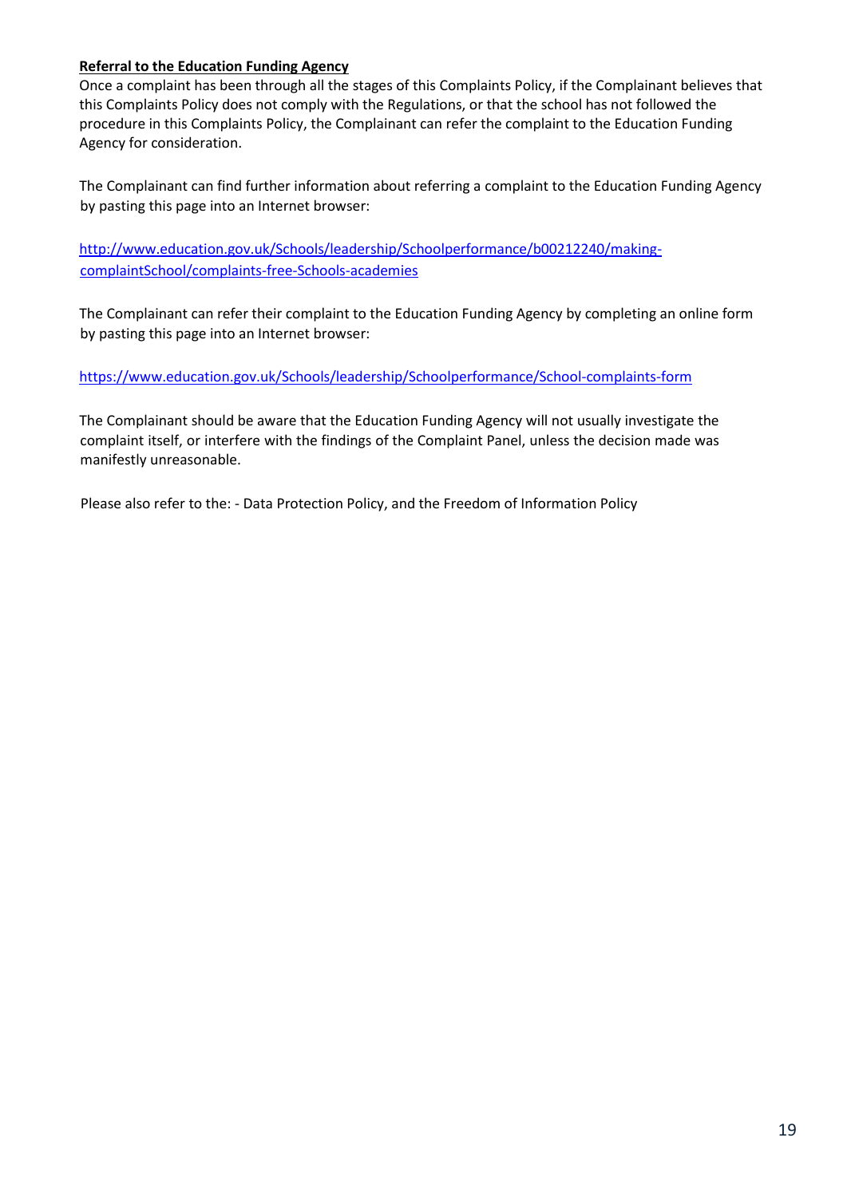**Referral to the Education Funding Agency**

Once a complaint has been through all the stages of this Complaints Policy, if the Complainant believes that this Complaints Policy does not comply with the Regulations, or that the school has not followed the procedure in this Complaints Policy, the Complainant can refer the complaint to the Education Funding Agency for consideration.

The Complainant can find further information about referring a complaint to the Education Funding Agency by pasting this page into an Internet browser:

http://www.education.gov.uk/Schools/leadership/Schoolperformance/b00212240/making-complaintSchool/complaints-free-Schools-academies

The Complainant can refer their complaint to the Education Funding Agency by completing an online form by pasting this page into an Internet browser:

https://www.education.gov.uk/Schools/leadership/Schoolperformance/School-complaints-form

The Complainant should be aware that the Education Funding Agency will not usually investigate the complaint itself, or interfere with the findings of the Complaint Panel, unless the decision made was manifestly unreasonable.

Please also refer to the: - Data Protection Policy, and the Freedom of Information Policy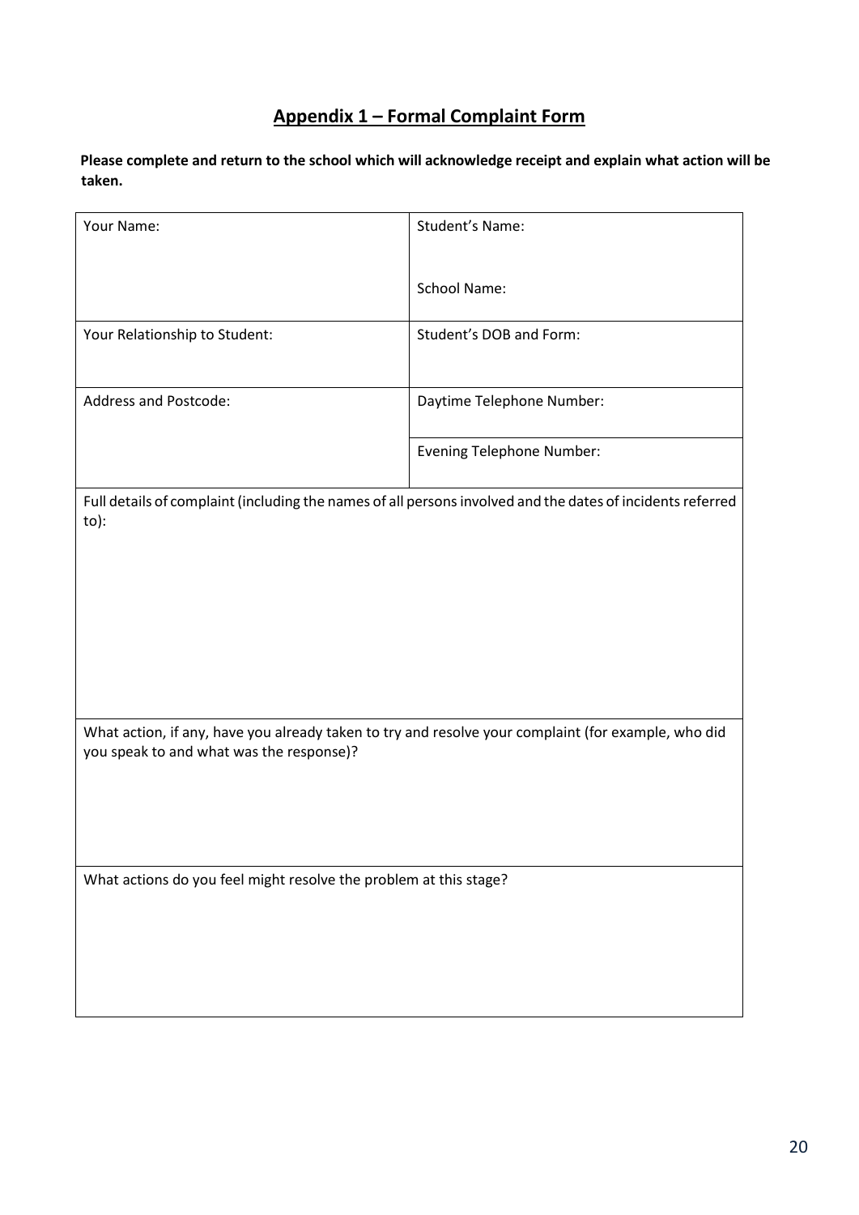## Appendix 1 – Formal Complaint Form

**Please complete and return to the school which will acknowledge receipt and explain what action will be taken.**

| Your Name: | Student's Name:<br><br>School Name: |
|---|---|
| Your Relationship to Student: | Student's DOB and Form: |
| Address and Postcode: | Daytime Telephone Number:<br><br>Evening Telephone Number: |
| Full details of complaint (including the names of all persons involved and the dates of incidents referred to): | |
| What action, if any, have you already taken to try and resolve your complaint (for example, who did you speak to and what was the response)? | |
| What actions do you feel might resolve the problem at this stage? | |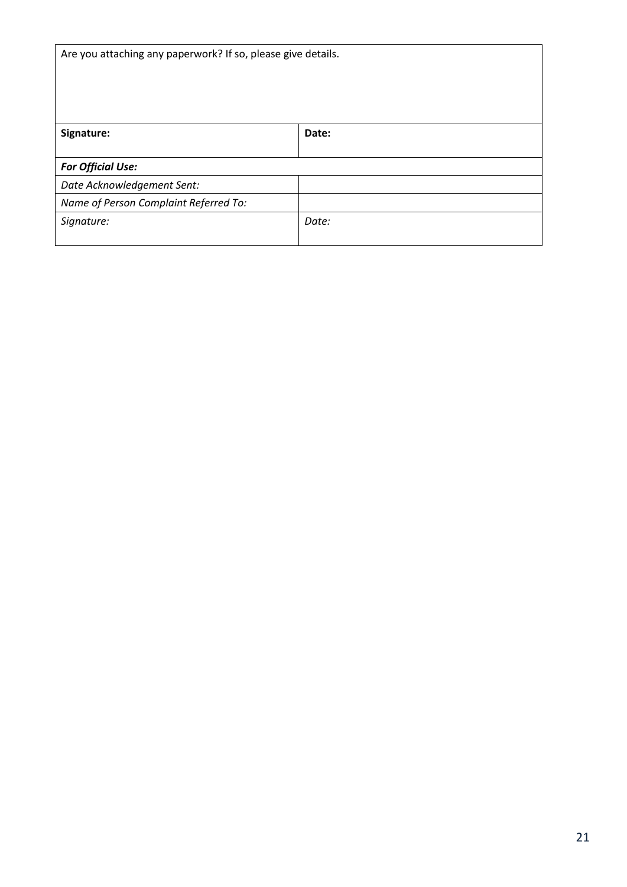| | |
|---|---|
| Are you attaching any paperwork? If so, please give details. | |
| **Signature:** | **Date:** |
| ***For Official Use:*** | |
| *Date Acknowledgement Sent:* | |
| *Name of Person Complaint Referred To:* | |
| *Signature:* | *Date:* |